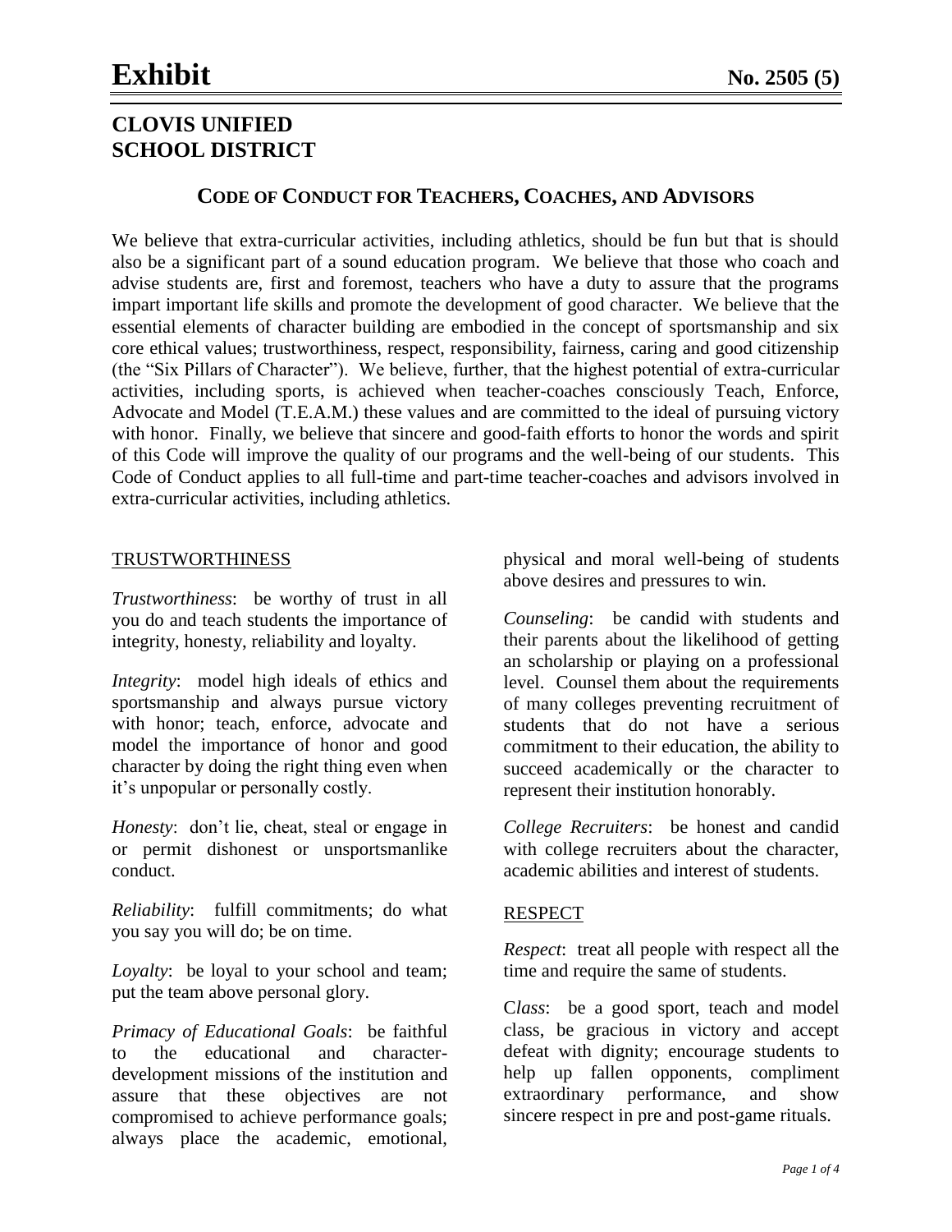# Exhibit

**No. 2505 (5)**

## CLOVIS UNIFIED SCHOOL DISTRICT

### CODE OF CONDUCT FOR TEACHERS, COACHES, AND ADVISORS

We believe that extra-curricular activities, including athletics, should be fun but that is should also be a significant part of a sound education program. We believe that those who coach and advise students are, first and foremost, teachers who have a duty to assure that the programs impart important life skills and promote the development of good character. We believe that the essential elements of character building are embodied in the concept of sportsmanship and six core ethical values; trustworthiness, respect, responsibility, fairness, caring and good citizenship (the "Six Pillars of Character"). We believe, further, that the highest potential of extra-curricular activities, including sports, is achieved when teacher-coaches consciously Teach, Enforce, Advocate and Model (T.E.A.M.) these values and are committed to the ideal of pursuing victory with honor. Finally, we believe that sincere and good-faith efforts to honor the words and spirit of this Code will improve the quality of our programs and the well-being of our students. This Code of Conduct applies to all full-time and part-time teacher-coaches and advisors involved in extra-curricular activities, including athletics.

#### TRUSTWORTHINESS

*Trustworthiness*: be worthy of trust in all you do and teach students the importance of integrity, honesty, reliability and loyalty.

*Integrity*: model high ideals of ethics and sportsmanship and always pursue victory with honor; teach, enforce, advocate and model the importance of honor and good character by doing the right thing even when it's unpopular or personally costly.

*Honesty*: don't lie, cheat, steal or engage in or permit dishonest or unsportsmanlike conduct.

*Reliability*: fulfill commitments; do what you say you will do; be on time.

*Loyalty*: be loyal to your school and team; put the team above personal glory.

*Primacy of Educational Goals*: be faithful to the educational and character-development missions of the institution and assure that these objectives are not compromised to achieve performance goals; always place the academic, emotional, physical and moral well-being of students above desires and pressures to win.

*Counseling*: be candid with students and their parents about the likelihood of getting an scholarship or playing on a professional level. Counsel them about the requirements of many colleges preventing recruitment of students that do not have a serious commitment to their education, the ability to succeed academically or the character to represent their institution honorably.

*College Recruiters*: be honest and candid with college recruiters about the character, academic abilities and interest of students.

#### RESPECT

*Respect*: treat all people with respect all the time and require the same of students.

C*lass*: be a good sport, teach and model class, be gracious in victory and accept defeat with dignity; encourage students to help up fallen opponents, compliment extraordinary performance, and show sincere respect in pre and post-game rituals.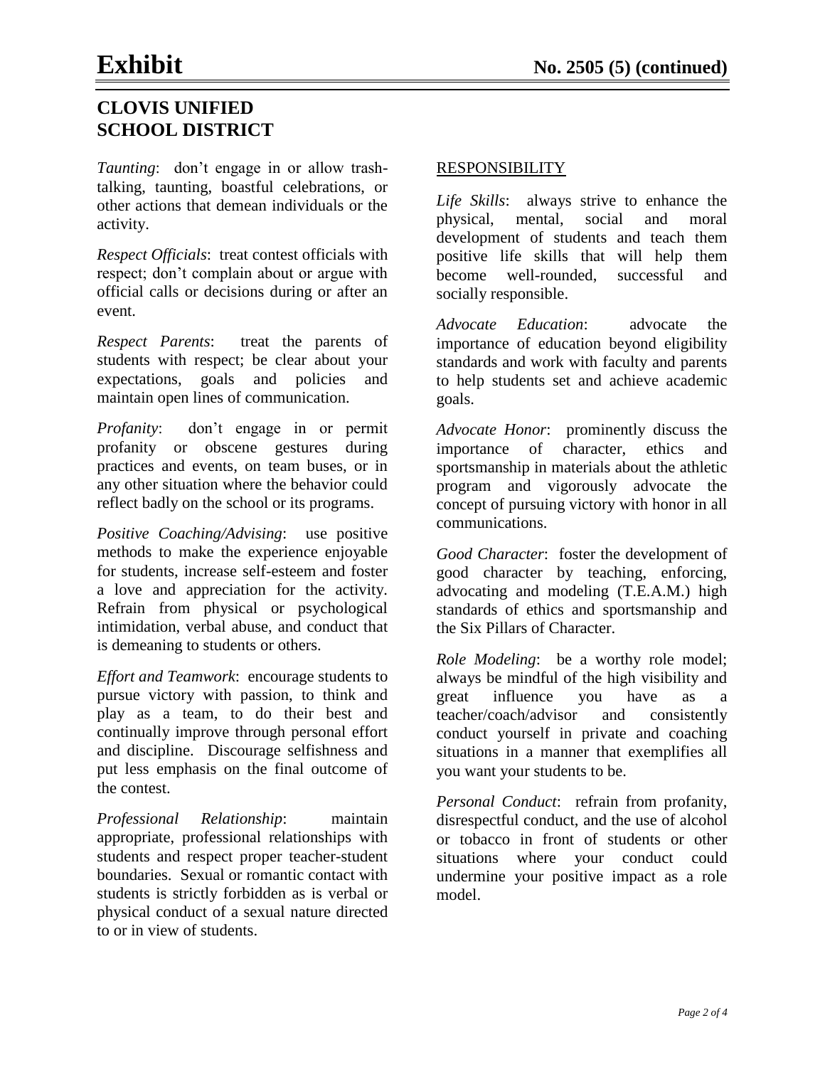# Exhibit

**No. 2505 (5) (continued)**

## CLOVIS UNIFIED SCHOOL DISTRICT

*Taunting*: don't engage in or allow trash-talking, taunting, boastful celebrations, or other actions that demean individuals or the activity.

*Respect Officials*: treat contest officials with respect; don't complain about or argue with official calls or decisions during or after an event.

*Respect Parents*: treat the parents of students with respect; be clear about your expectations, goals and policies and maintain open lines of communication.

*Profanity*: don't engage in or permit profanity or obscene gestures during practices and events, on team buses, or in any other situation where the behavior could reflect badly on the school or its programs.

*Positive Coaching/Advising*: use positive methods to make the experience enjoyable for students, increase self-esteem and foster a love and appreciation for the activity. Refrain from physical or psychological intimidation, verbal abuse, and conduct that is demeaning to students or others.

*Effort and Teamwork*: encourage students to pursue victory with passion, to think and play as a team, to do their best and continually improve through personal effort and discipline. Discourage selfishness and put less emphasis on the final outcome of the contest.

*Professional Relationship*: maintain appropriate, professional relationships with students and respect proper teacher-student boundaries. Sexual or romantic contact with students is strictly forbidden as is verbal or physical conduct of a sexual nature directed to or in view of students.

### RESPONSIBILITY

*Life Skills*: always strive to enhance the physical, mental, social and moral development of students and teach them positive life skills that will help them become well-rounded, successful and socially responsible.

*Advocate Education*: advocate the importance of education beyond eligibility standards and work with faculty and parents to help students set and achieve academic goals.

*Advocate Honor*: prominently discuss the importance of character, ethics and sportsmanship in materials about the athletic program and vigorously advocate the concept of pursuing victory with honor in all communications.

*Good Character*: foster the development of good character by teaching, enforcing, advocating and modeling (T.E.A.M.) high standards of ethics and sportsmanship and the Six Pillars of Character.

*Role Modeling*: be a worthy role model; always be mindful of the high visibility and great influence you have as a teacher/coach/advisor and consistently conduct yourself in private and coaching situations in a manner that exemplifies all you want your students to be.

*Personal Conduct*: refrain from profanity, disrespectful conduct, and the use of alcohol or tobacco in front of students or other situations where your conduct could undermine your positive impact as a role model.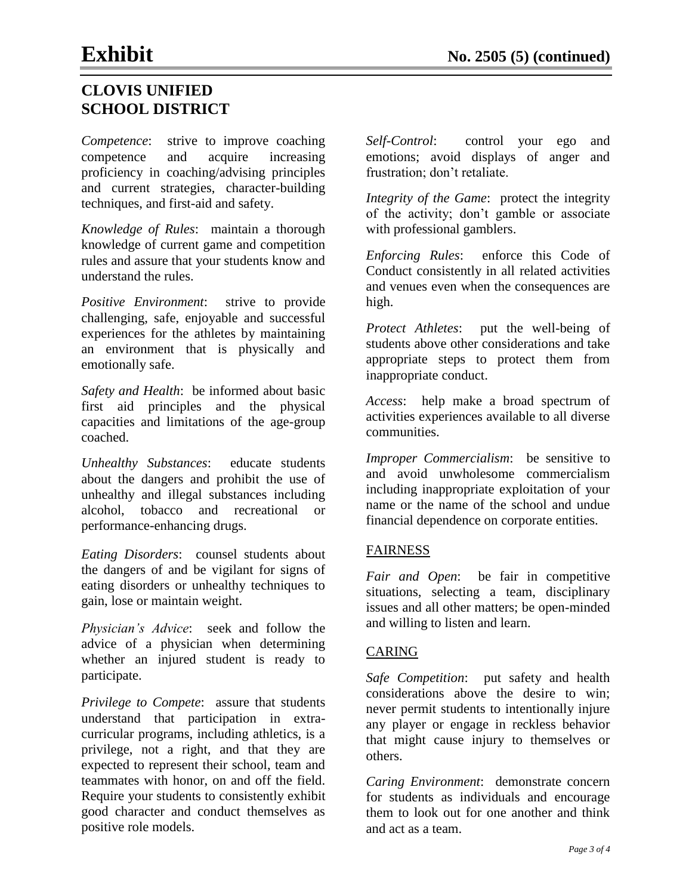*Competence*: strive to improve coaching competence and acquire increasing proficiency in coaching/advising principles and current strategies, character-building techniques, and first-aid and safety.

*Knowledge of Rules*: maintain a thorough knowledge of current game and competition rules and assure that your students know and understand the rules.

*Positive Environment*: strive to provide challenging, safe, enjoyable and successful experiences for the athletes by maintaining an environment that is physically and emotionally safe.

*Safety and Health*: be informed about basic first aid principles and the physical capacities and limitations of the age-group coached.

*Unhealthy Substances*: educate students about the dangers and prohibit the use of unhealthy and illegal substances including alcohol, tobacco and recreational or performance-enhancing drugs.

*Eating Disorders*: counsel students about the dangers of and be vigilant for signs of eating disorders or unhealthy techniques to gain, lose or maintain weight.

*Physician's Advice*: seek and follow the advice of a physician when determining whether an injured student is ready to participate.

*Privilege to Compete*: assure that students understand that participation in extra-curricular programs, including athletics, is a privilege, not a right, and that they are expected to represent their school, team and teammates with honor, on and off the field. Require your students to consistently exhibit good character and conduct themselves as positive role models.

*Self-Control*: control your ego and emotions; avoid displays of anger and frustration; don't retaliate.

*Integrity of the Game*: protect the integrity of the activity; don't gamble or associate with professional gamblers.

*Enforcing Rules*: enforce this Code of Conduct consistently in all related activities and venues even when the consequences are high.

*Protect Athletes*: put the well-being of students above other considerations and take appropriate steps to protect them from inappropriate conduct.

*Access*: help make a broad spectrum of activities experiences available to all diverse communities.

*Improper Commercialism*: be sensitive to and avoid unwholesome commercialism including inappropriate exploitation of your name or the name of the school and undue financial dependence on corporate entities.

## FAIRNESS

*Fair and Open*: be fair in competitive situations, selecting a team, disciplinary issues and all other matters; be open-minded and willing to listen and learn.

## CARING

*Safe Competition*: put safety and health considerations above the desire to win; never permit students to intentionally injure any player or engage in reckless behavior that might cause injury to themselves or others.

*Caring Environment*: demonstrate concern for students as individuals and encourage them to look out for one another and think and act as a team.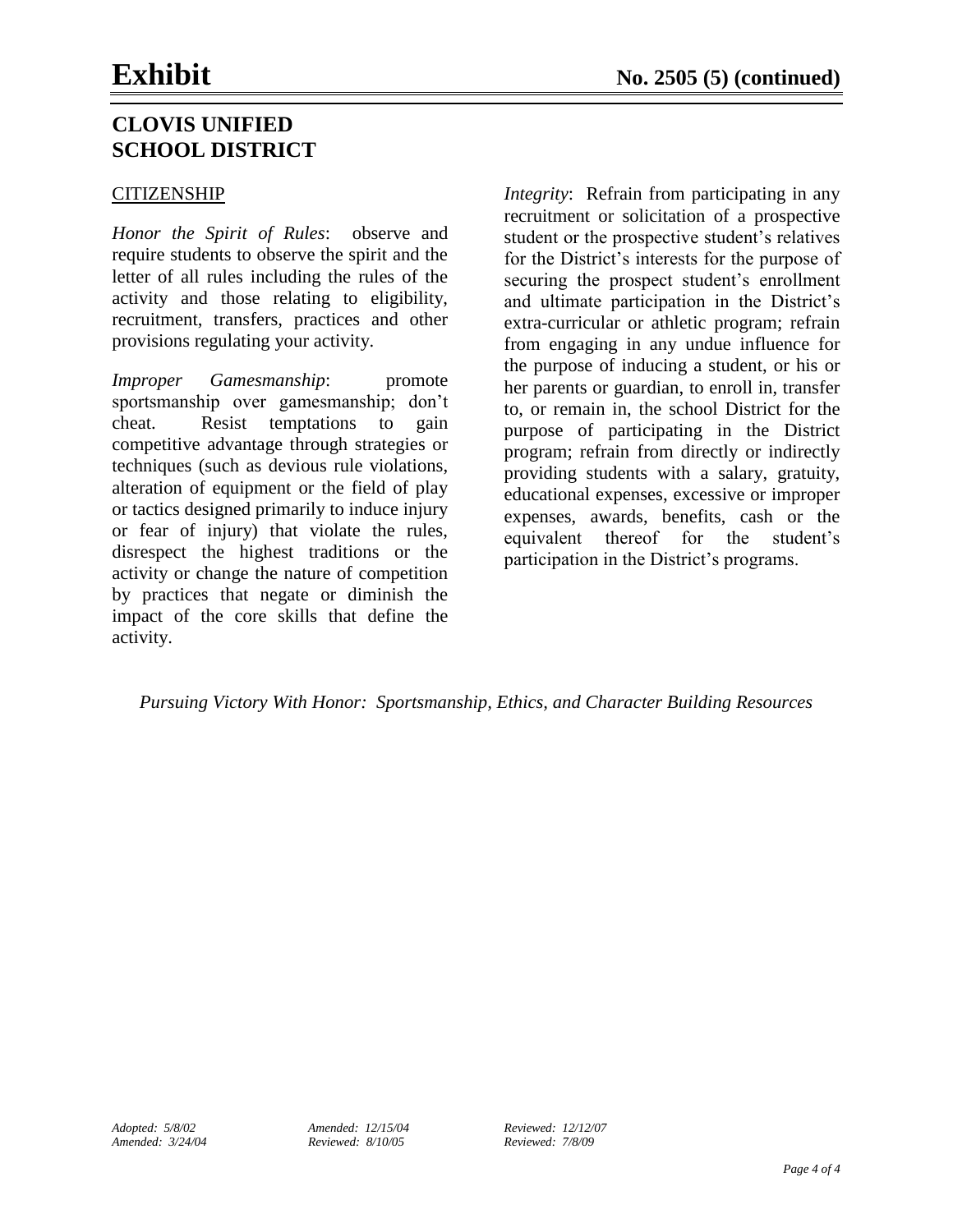# Exhibit No. 2505 (5) (continued)

## CLOVIS UNIFIED SCHOOL DISTRICT

CITIZENSHIP

*Honor the Spirit of Rules*: observe and require students to observe the spirit and the letter of all rules including the rules of the activity and those relating to eligibility, recruitment, transfers, practices and other provisions regulating your activity.

*Improper Gamesmanship*: promote sportsmanship over gamesmanship; don't cheat. Resist temptations to gain competitive advantage through strategies or techniques (such as devious rule violations, alteration of equipment or the field of play or tactics designed primarily to induce injury or fear of injury) that violate the rules, disrespect the highest traditions or the activity or change the nature of competition by practices that negate or diminish the impact of the core skills that define the activity.

*Integrity*: Refrain from participating in any recruitment or solicitation of a prospective student or the prospective student's relatives for the District's interests for the purpose of securing the prospect student's enrollment and ultimate participation in the District's extra-curricular or athletic program; refrain from engaging in any undue influence for the purpose of inducing a student, or his or her parents or guardian, to enroll in, transfer to, or remain in, the school District for the purpose of participating in the District program; refrain from directly or indirectly providing students with a salary, gratuity, educational expenses, excessive or improper expenses, awards, benefits, cash or the equivalent thereof for the student's participation in the District's programs.

*Pursuing Victory With Honor: Sportsmanship, Ethics, and Character Building Resources*

*Adopted: 5/8/02*
*Amended: 3/24/04*
*Amended: 12/15/04*
*Reviewed: 8/10/05*
*Reviewed: 12/12/07*
*Reviewed: 7/8/09*